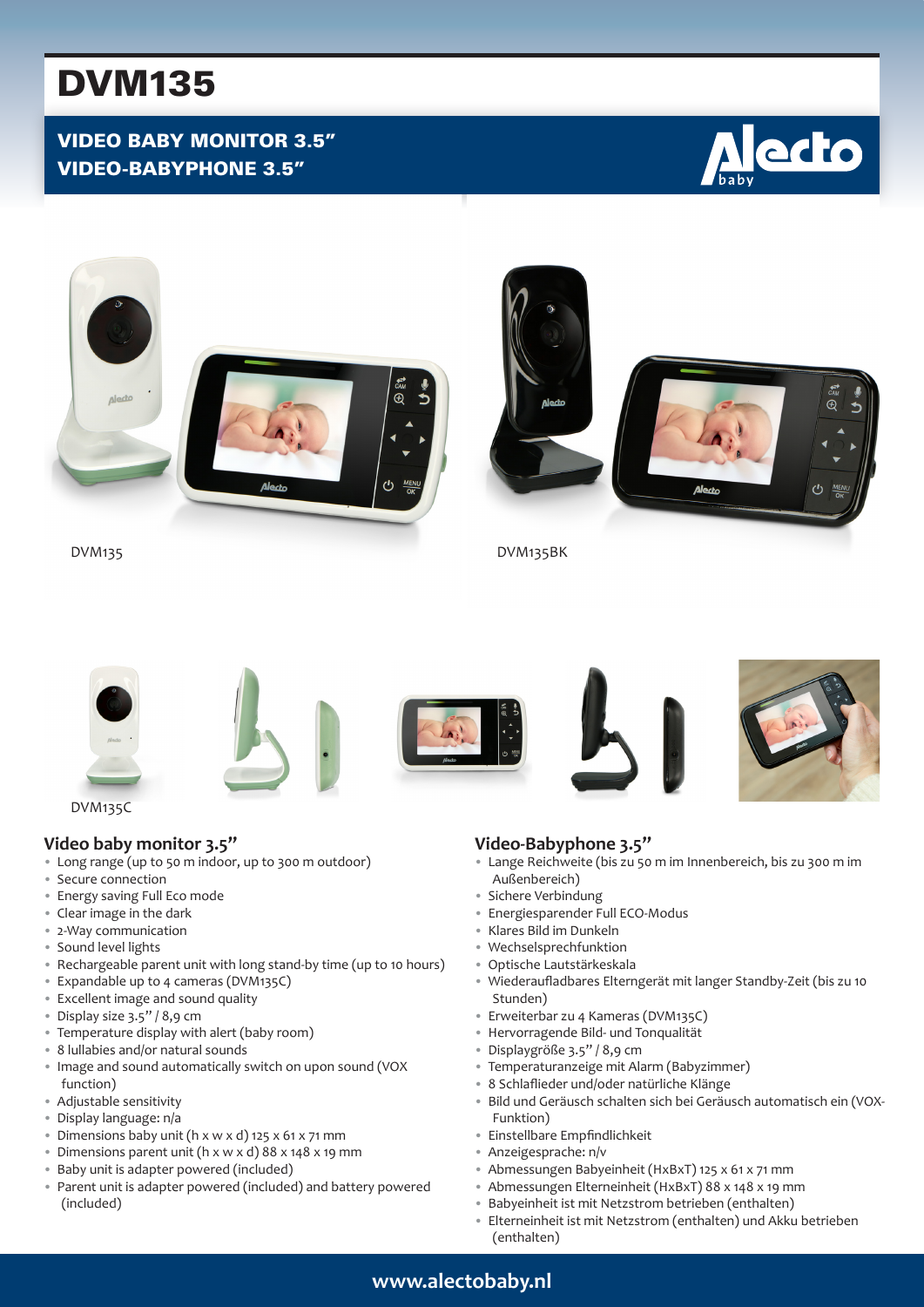# DVM135

## VIDEO BABY MONITOR 3.5"
## VIDEO-BABYPHONE 3.5"

DVM135

DVM135BK

DVM135C

### Video baby monitor 3.5"

- Long range (up to 50 m indoor, up to 300 m outdoor)
- Secure connection
- Energy saving Full Eco mode
- Clear image in the dark
- 2-Way communication
- Sound level lights
- Rechargeable parent unit with long stand-by time (up to 10 hours)
- Expandable up to 4 cameras (DVM135C)
- Excellent image and sound quality
- Display size 3.5" / 8,9 cm
- Temperature display with alert (baby room)
- 8 lullabies and/or natural sounds
- Image and sound automatically switch on upon sound (VOX function)
- Adjustable sensitivity
- Display language: n/a
- Dimensions baby unit (h x w x d) 125 x 61 x 71 mm
- Dimensions parent unit (h x w x d) 88 x 148 x 19 mm
- Baby unit is adapter powered (included)
- Parent unit is adapter powered (included) and battery powered (included)

### Video-Babyphone 3.5"

- Lange Reichweite (bis zu 50 m im Innenbereich, bis zu 300 m im Außenbereich)
- Sichere Verbindung
- Energiesparender Full ECO-Modus
- Klares Bild im Dunkeln
- Wechselsprechfunktion
- Optische Lautstärkeskala
- Wiederaufladbares Elterngerät mit langer Standby-Zeit (bis zu 10 Stunden)
- Erweiterbar zu 4 Kameras (DVM135C)
- Hervorragende Bild- und Tonqualität
- Displaygröße 3.5" / 8,9 cm
- Temperaturanzeige mit Alarm (Babyzimmer)
- 8 Schlaflieder und/oder natürliche Klänge
- Bild und Geräusch schalten sich bei Geräusch automatisch ein (VOX-Funktion)
- Einstellbare Empfindlichkeit
- Anzeigesprache: n/v
- Abmessungen Babyeinheit (HxBxT) 125 x 61 x 71 mm
- Abmessungen Elterneinheit (HxBxT) 88 x 148 x 19 mm
- Babyeinheit ist mit Netzstrom betrieben (enthalten)
- Elterneinheit ist mit Netzstrom (enthalten) und Akku betrieben (enthalten)

www.alectobaby.nl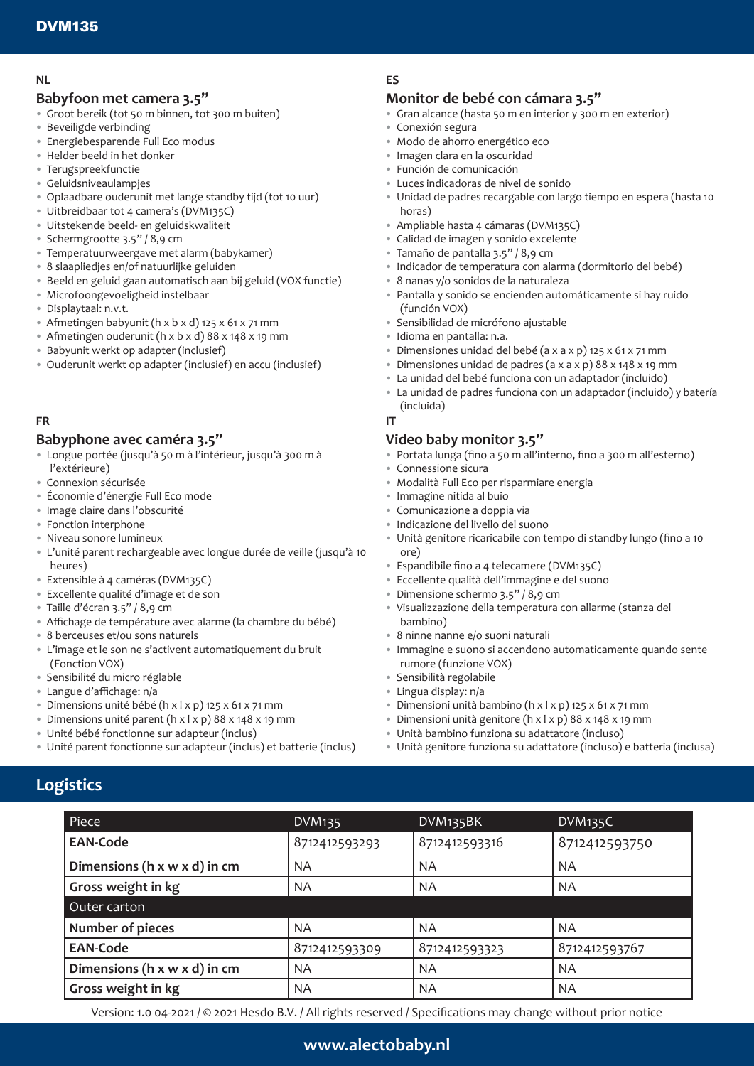## NL

### Babyfoon met camera 3.5”

- Groot bereik (tot 50 m binnen, tot 300 m buiten)
- Beveiligde verbinding
- Energiebesparende Full Eco modus
- Helder beeld in het donker
- Terugspreekfunctie
- Geluidsniveaulampjes
- Oplaadbare ouderunit met lange standby tijd (tot 10 uur)
- Uitbreidbaar tot 4 camera’s (DVM135C)
- Uitstekende beeld- en geluidskwaliteit
- Schermgrootte 3.5” / 8,9 cm
- Temperatuurweergave met alarm (babykamer)
- 8 slaapliedjes en/of natuurlijke geluiden
- Beeld en geluid gaan automatisch aan bij geluid (VOX functie)
- Microfoongevoeligheid instelbaar
- Displaytaal: n.v.t.
- Afmetingen babyunit (h x b x d) 125 x 61 x 71 mm
- Afmetingen ouderunit (h x b x d) 88 x 148 x 19 mm
- Babyunit werkt op adapter (inclusief)
- Ouderunit werkt op adapter (inclusief) en accu (inclusief)

## FR

### Babyphone avec caméra 3.5”

- Longue portée (jusqu’à 50 m à l’intérieur, jusqu’à 300 m à l’extérieure)
- Connexion sécurisée
- Économie d’énergie Full Eco mode
- Image claire dans l’obscurité
- Fonction interphone
- Niveau sonore lumineux
- L’unité parent rechargeable avec longue durée de veille (jusqu’à 10 heures)
- Extensible à 4 caméras (DVM135C)
- Excellente qualité d’image et de son
- Taille d’écran 3.5” / 8,9 cm
- Affichage de température avec alarme (la chambre du bébé)
- 8 berceuses et/ou sons naturels
- L’image et le son ne s’activent automatiquement du bruit (Fonction VOX)
- Sensibilité du micro réglable
- Langue d’affichage: n/a
- Dimensions unité bébé (h x l x p) 125 x 61 x 71 mm
- Dimensions unité parent (h x l x p) 88 x 148 x 19 mm
- Unité bébé fonctionne sur adapteur (inclus)
- Unité parent fonctionne sur adapteur (inclus) et batterie (inclus)

## ES

### Monitor de bebé con cámara 3.5”

- Gran alcance (hasta 50 m en interior y 300 m en exterior)
- Conexión segura
- Modo de ahorro energético eco
- Imagen clara en la oscuridad
- Función de comunicación
- Luces indicadoras de nivel de sonido
- Unidad de padres recargable con largo tiempo en espera (hasta 10 horas)
- Ampliable hasta 4 cámaras (DVM135C)
- Calidad de imagen y sonido excelente
- Tamaño de pantalla 3.5” / 8,9 cm
- Indicador de temperatura con alarma (dormitorio del bebé)
- 8 nanas y/o sonidos de la naturaleza
- Pantalla y sonido se encienden automáticamente si hay ruido (función VOX)
- Sensibilidad de micrófono ajustable
- Idioma en pantalla: n.a.
- Dimensiones unidad del bebé (a x a x p) 125 x 61 x 71 mm
- Dimensiones unidad de padres (a x a x p) 88 x 148 x 19 mm
- La unidad del bebé funciona con un adaptador (incluido)
- La unidad de padres funciona con un adaptador (incluido) y batería (incluida)

## IT

### Video baby monitor 3.5”

- Portata lunga (fino a 50 m all’interno, fino a 300 m all’esterno)
- Connessione sicura
- Modalità Full Eco per risparmiare energia
- Immagine nitida al buio
- Comunicazione a doppia via
- Indicazione del livello del suono
- Unità genitore ricaricabile con tempo di standby lungo (fino a 10 ore)
- Espandibile fino a 4 telecamere (DVM135C)
- Eccellente qualità dell’immagine e del suono
- Dimensione schermo 3.5” / 8,9 cm
- Visualizzazione della temperatura con allarme (stanza del bambino)
- 8 ninne nanne e/o suoni naturali
- Immagine e suono si accendono automaticamente quando sente rumore (funzione VOX)
- Sensibilità regolabile
- Lingua display: n/a
- Dimensioni unità bambino (h x l x p) 125 x 61 x 71 mm
- Dimensioni unità genitore (h x l x p) 88 x 148 x 19 mm
- Unità bambino funziona su adattatore (incluso)
- Unità genitore funziona su adattatore (incluso) e batteria (inclusa)

## Logistics

| Piece | DVM135 | DVM135BK | DVM135C |
|---|---|---|---|
| **EAN-Code** | 8712412593293 | 8712412593316 | 8712412593750 |
| **Dimensions (h x w x d) in cm** | NA | NA | NA |
| **Gross weight in kg** | NA | NA | NA |
| Outer carton | | | |
| **Number of pieces** | NA | NA | NA |
| **EAN-Code** | 8712412593309 | 8712412593323 | 8712412593767 |
| **Dimensions (h x w x d) in cm** | NA | NA | NA |
| **Gross weight in kg** | NA | NA | NA |

Version: 1.0 04-2021 / © 2021 Hesdo B.V. / All rights reserved / Specifications may change without prior notice

www.alectobaby.nl